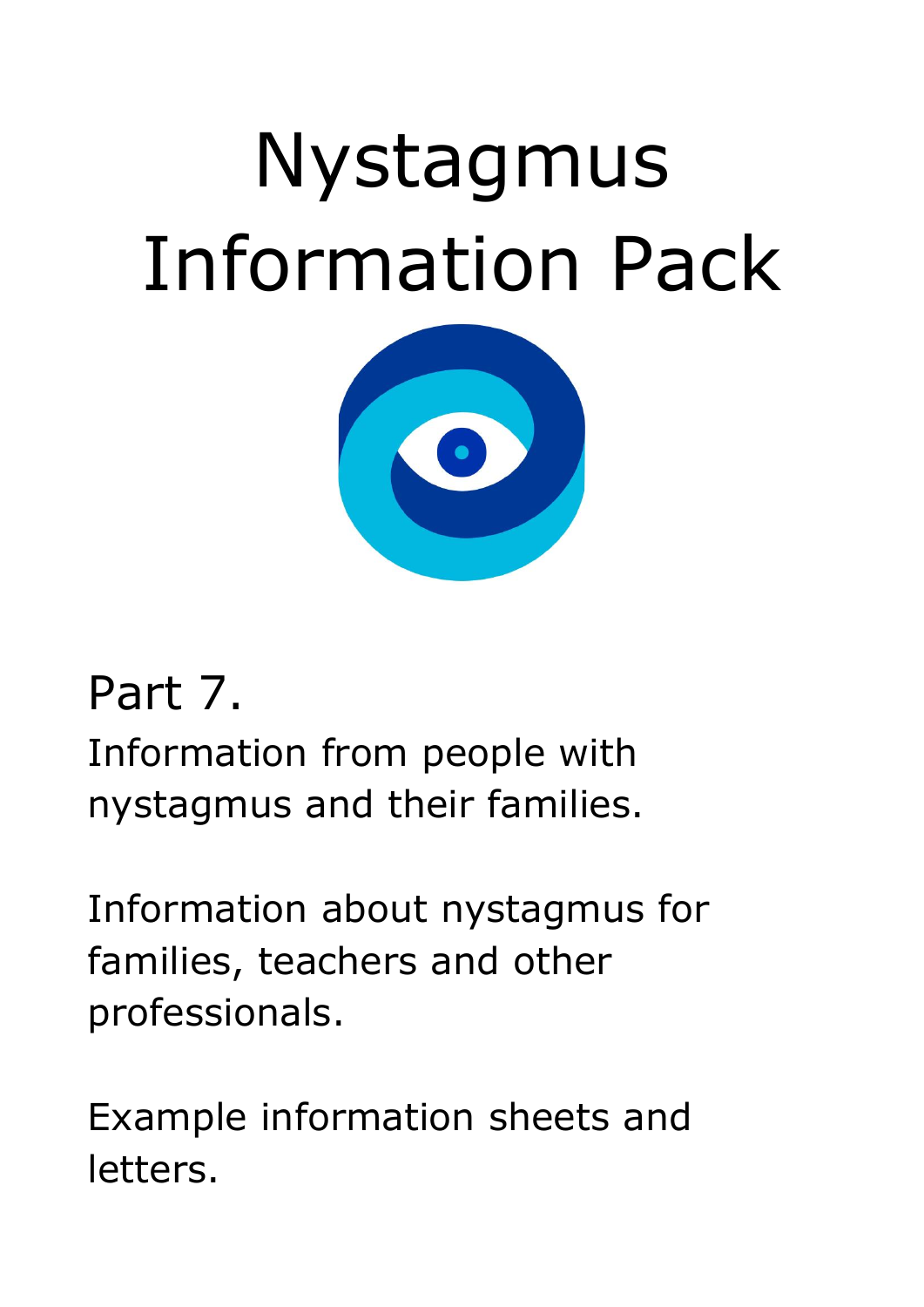# Nystagmus Information Pack

## Part 7.

Information from people with nystagmus and their families.

Information about nystagmus for families, teachers and other professionals.

Example information sheets and letters.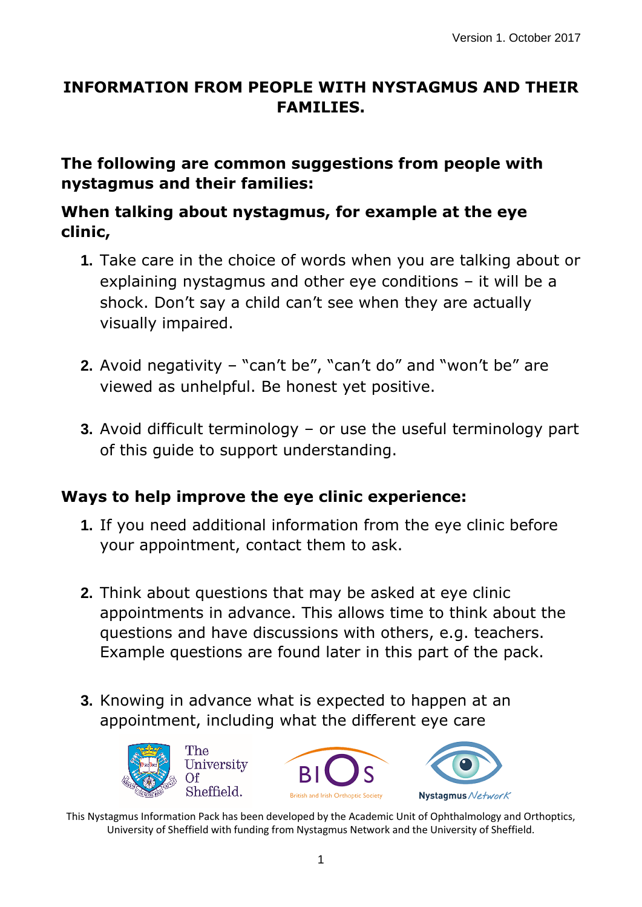# INFORMATION FROM PEOPLE WITH NYSTAGMUS AND THEIR FAMILIES.

## The following are common suggestions from people with nystagmus and their families:

### When talking about nystagmus, for example at the eye clinic,

1. Take care in the choice of words when you are talking about or explaining nystagmus and other eye conditions – it will be a shock. Don't say a child can't see when they are actually visually impaired.

2. Avoid negativity – "can't be", "can't do" and "won't be" are viewed as unhelpful. Be honest yet positive.

3. Avoid difficult terminology – or use the useful terminology part of this guide to support understanding.

### Ways to help improve the eye clinic experience:

1. If you need additional information from the eye clinic before your appointment, contact them to ask.

2. Think about questions that may be asked at eye clinic appointments in advance. This allows time to think about the questions and have discussions with others, e.g. teachers. Example questions are found later in this part of the pack.

3. Knowing in advance what is expected to happen at an appointment, including what the different eye care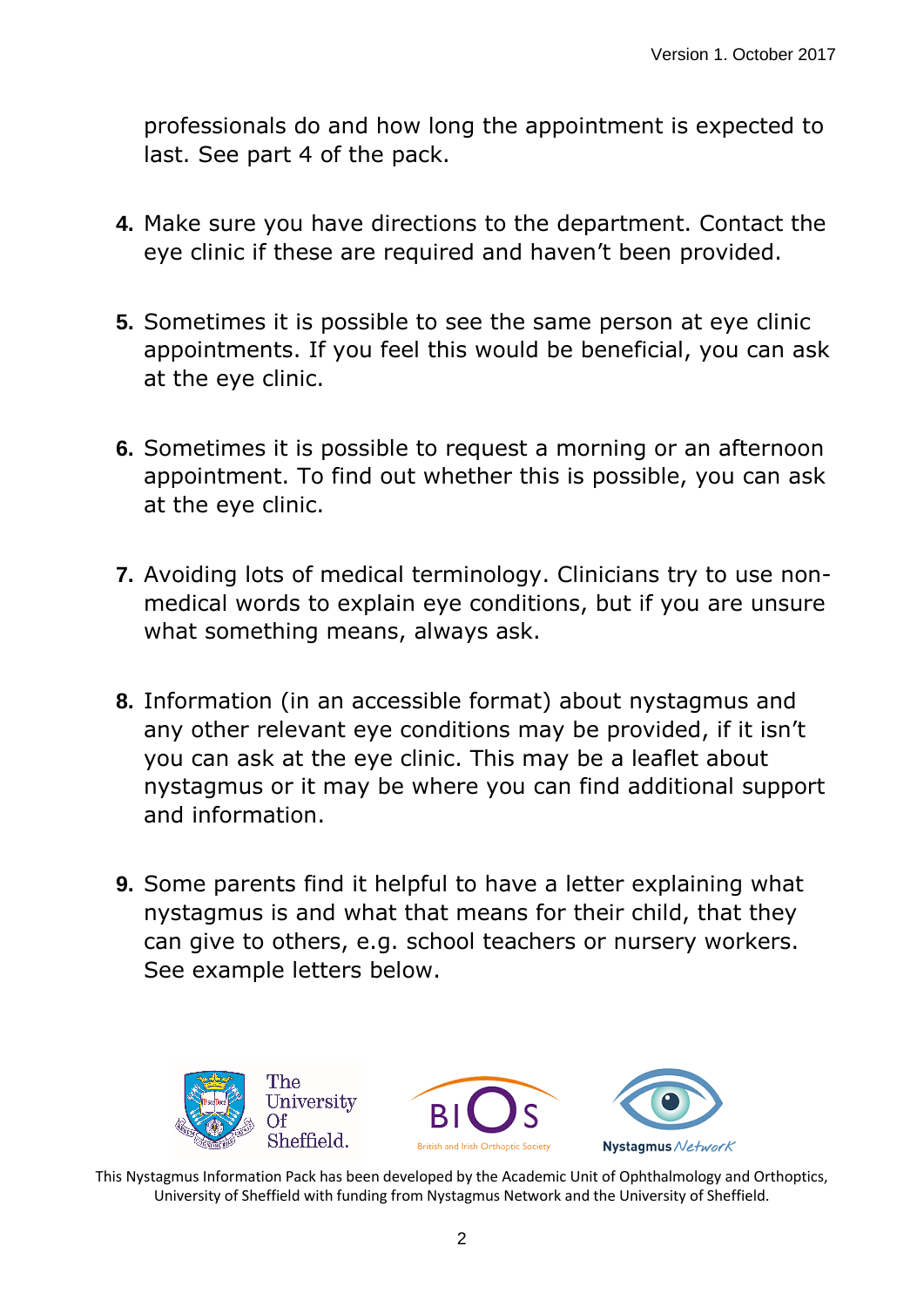professionals do and how long the appointment is expected to last. See part 4 of the pack.

4. Make sure you have directions to the department. Contact the eye clinic if these are required and haven't been provided.

5. Sometimes it is possible to see the same person at eye clinic appointments. If you feel this would be beneficial, you can ask at the eye clinic.

6. Sometimes it is possible to request a morning or an afternoon appointment. To find out whether this is possible, you can ask at the eye clinic.

7. Avoiding lots of medical terminology. Clinicians try to use non-medical words to explain eye conditions, but if you are unsure what something means, always ask.

8. Information (in an accessible format) about nystagmus and any other relevant eye conditions may be provided, if it isn't you can ask at the eye clinic. This may be a leaflet about nystagmus or it may be where you can find additional support and information.

9. Some parents find it helpful to have a letter explaining what nystagmus is and what that means for their child, that they can give to others, e.g. school teachers or nursery workers. See example letters below.

This Nystagmus Information Pack has been developed by the Academic Unit of Ophthalmology and Orthoptics, University of Sheffield with funding from Nystagmus Network and the University of Sheffield.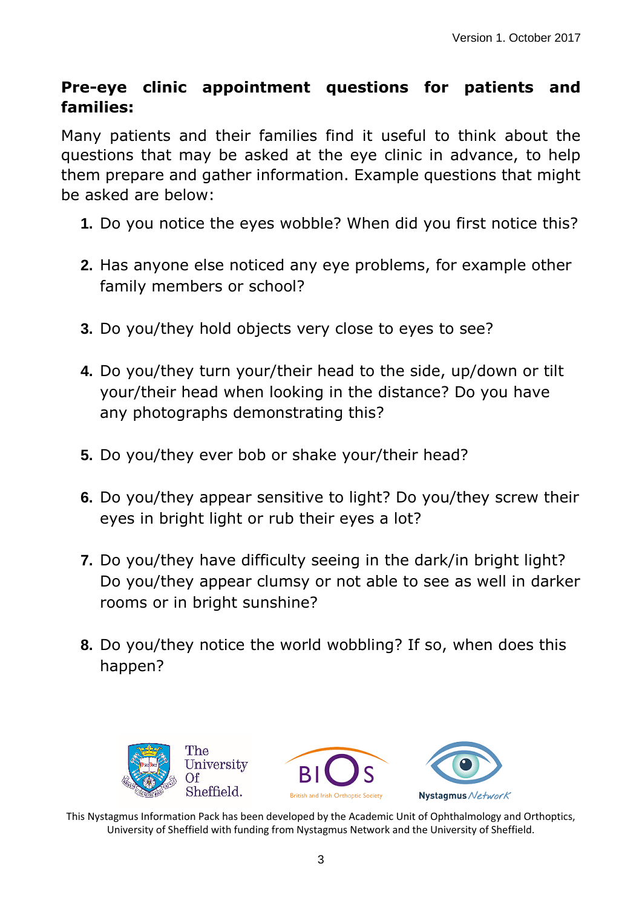## Pre-eye clinic appointment questions for patients and families:

Many patients and their families find it useful to think about the questions that may be asked at the eye clinic in advance, to help them prepare and gather information. Example questions that might be asked are below:

1. Do you notice the eyes wobble? When did you first notice this?

2. Has anyone else noticed any eye problems, for example other family members or school?

3. Do you/they hold objects very close to eyes to see?

4. Do you/they turn your/their head to the side, up/down or tilt your/their head when looking in the distance? Do you have any photographs demonstrating this?

5. Do you/they ever bob or shake your/their head?

6. Do you/they appear sensitive to light? Do you/they screw their eyes in bright light or rub their eyes a lot?

7. Do you/they have difficulty seeing in the dark/in bright light? Do you/they appear clumsy or not able to see as well in darker rooms or in bright sunshine?

8. Do you/they notice the world wobbling? If so, when does this happen?

This Nystagmus Information Pack has been developed by the Academic Unit of Ophthalmology and Orthoptics, University of Sheffield with funding from Nystagmus Network and the University of Sheffield.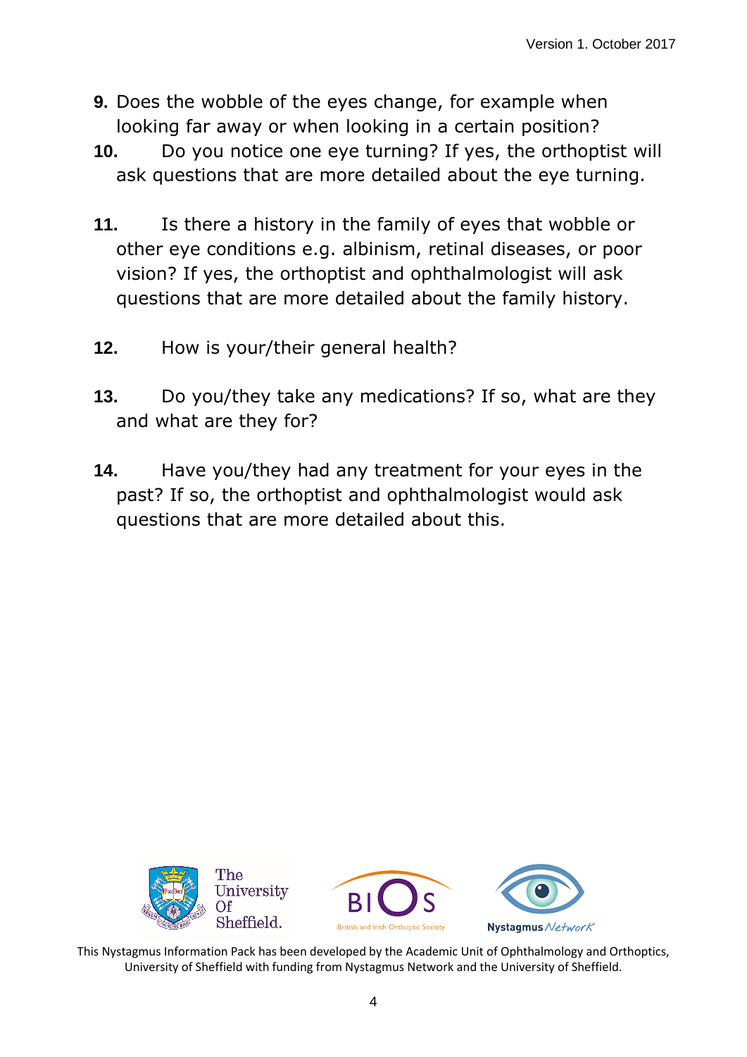**9.** Does the wobble of the eyes change, for example when looking far away or when looking in a certain position?

**10.** Do you notice one eye turning? If yes, the orthoptist will ask questions that are more detailed about the eye turning.

**11.** Is there a history in the family of eyes that wobble or other eye conditions e.g. albinism, retinal diseases, or poor vision? If yes, the orthoptist and ophthalmologist will ask questions that are more detailed about the family history.

**12.** How is your/their general health?

**13.** Do you/they take any medications? If so, what are they and what are they for?

**14.** Have you/they had any treatment for your eyes in the past? If so, the orthoptist and ophthalmologist would ask questions that are more detailed about this.

This Nystagmus Information Pack has been developed by the Academic Unit of Ophthalmology and Orthoptics, University of Sheffield with funding from Nystagmus Network and the University of Sheffield.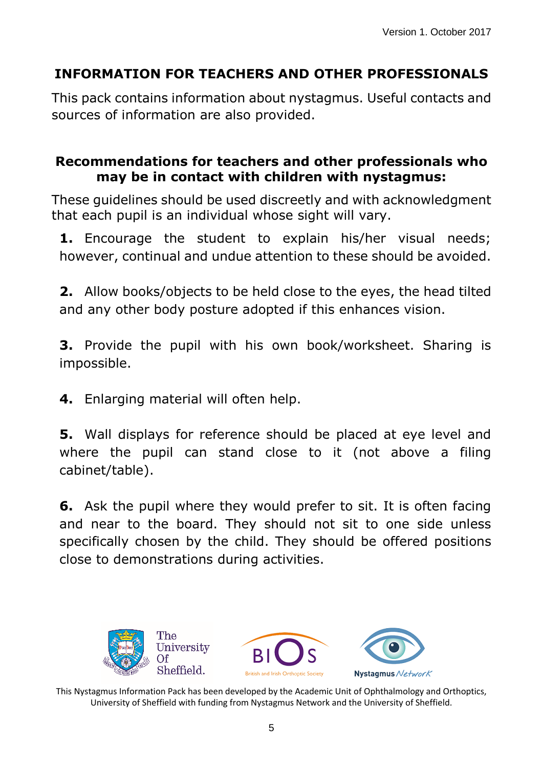## INFORMATION FOR TEACHERS AND OTHER PROFESSIONALS

This pack contains information about nystagmus. Useful contacts and sources of information are also provided.

### Recommendations for teachers and other professionals who may be in contact with children with nystagmus:

These guidelines should be used discreetly and with acknowledgment that each pupil is an individual whose sight will vary.

**1.** Encourage the student to explain his/her visual needs; however, continual and undue attention to these should be avoided.

**2.** Allow books/objects to be held close to the eyes, the head tilted and any other body posture adopted if this enhances vision.

**3.** Provide the pupil with his own book/worksheet. Sharing is impossible.

**4.** Enlarging material will often help.

**5.** Wall displays for reference should be placed at eye level and where the pupil can stand close to it (not above a filing cabinet/table).

**6.** Ask the pupil where they would prefer to sit. It is often facing and near to the board. They should not sit to one side unless specifically chosen by the child. They should be offered positions close to demonstrations during activities.

This Nystagmus Information Pack has been developed by the Academic Unit of Ophthalmology and Orthoptics, University of Sheffield with funding from Nystagmus Network and the University of Sheffield.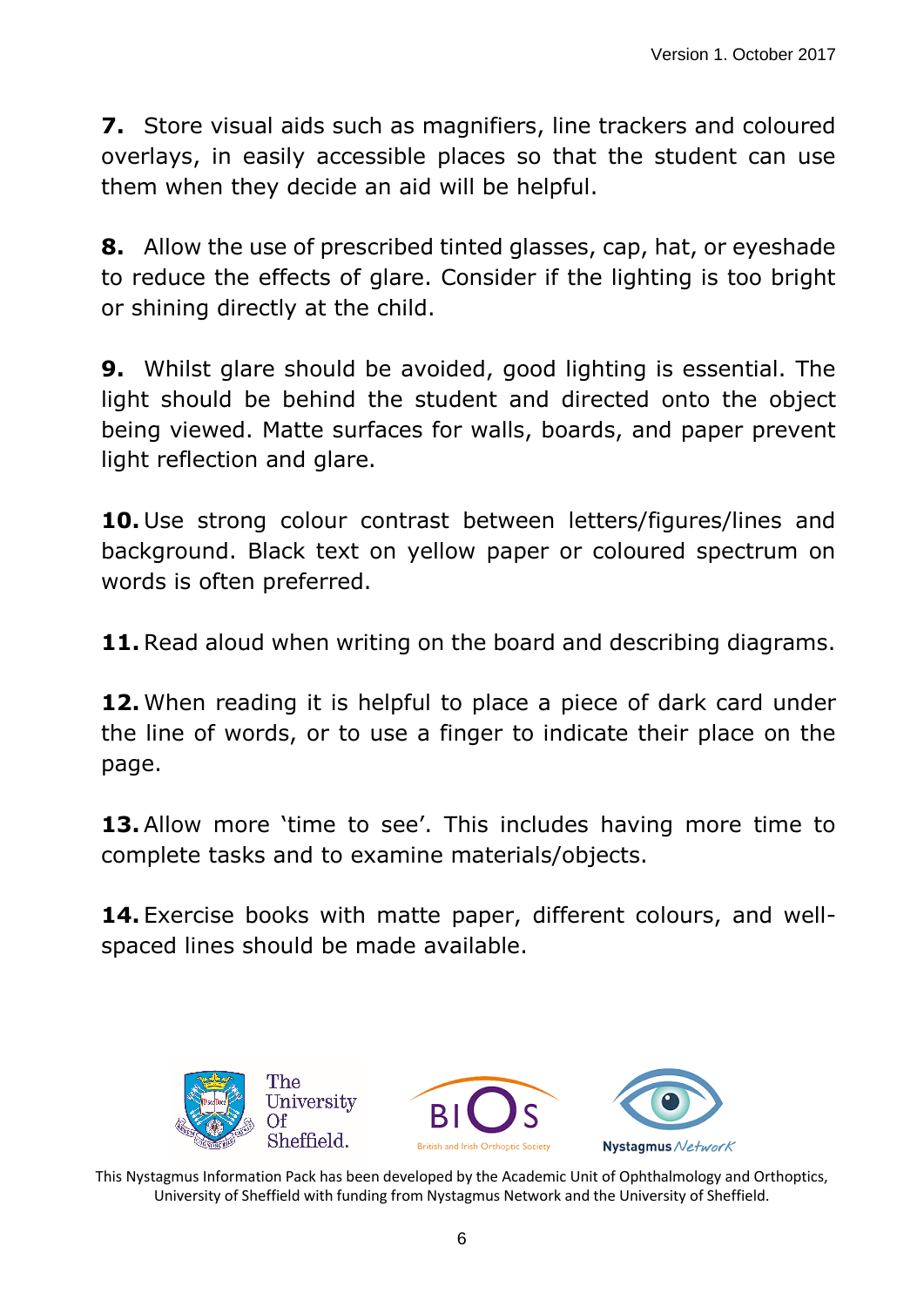**7.** Store visual aids such as magnifiers, line trackers and coloured overlays, in easily accessible places so that the student can use them when they decide an aid will be helpful.

**8.** Allow the use of prescribed tinted glasses, cap, hat, or eyeshade to reduce the effects of glare. Consider if the lighting is too bright or shining directly at the child.

**9.** Whilst glare should be avoided, good lighting is essential. The light should be behind the student and directed onto the object being viewed. Matte surfaces for walls, boards, and paper prevent light reflection and glare.

**10.** Use strong colour contrast between letters/figures/lines and background. Black text on yellow paper or coloured spectrum on words is often preferred.

**11.** Read aloud when writing on the board and describing diagrams.

**12.** When reading it is helpful to place a piece of dark card under the line of words, or to use a finger to indicate their place on the page.

**13.** Allow more 'time to see'. This includes having more time to complete tasks and to examine materials/objects.

**14.** Exercise books with matte paper, different colours, and well-spaced lines should be made available.

This Nystagmus Information Pack has been developed by the Academic Unit of Ophthalmology and Orthoptics, University of Sheffield with funding from Nystagmus Network and the University of Sheffield.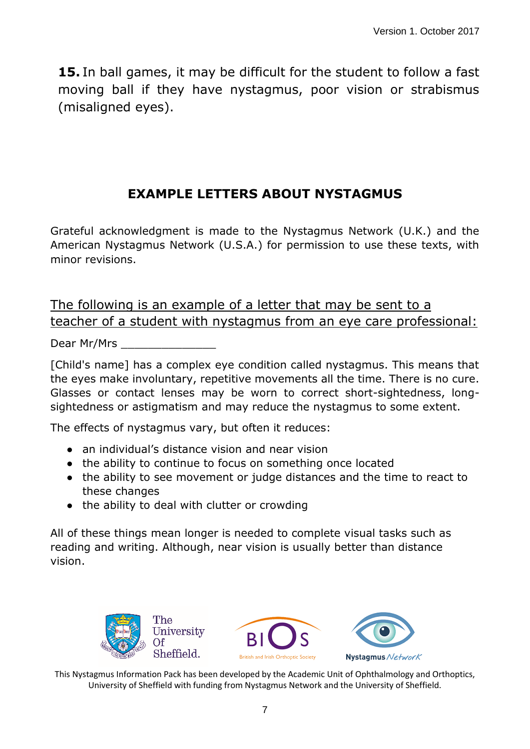**15.** In ball games, it may be difficult for the student to follow a fast moving ball if they have nystagmus, poor vision or strabismus (misaligned eyes).

## EXAMPLE LETTERS ABOUT NYSTAGMUS

Grateful acknowledgment is made to the Nystagmus Network (U.K.) and the American Nystagmus Network (U.S.A.) for permission to use these texts, with minor revisions.

<u>The following is an example of a letter that may be sent to a teacher of a student with nystagmus from an eye care professional:</u>

Dear Mr/Mrs ______________

[Child's name] has a complex eye condition called nystagmus. This means that the eyes make involuntary, repetitive movements all the time. There is no cure. Glasses or contact lenses may be worn to correct short-sightedness, long-sightedness or astigmatism and may reduce the nystagmus to some extent.

The effects of nystagmus vary, but often it reduces:

- an individual's distance vision and near vision
- the ability to continue to focus on something once located
- the ability to see movement or judge distances and the time to react to these changes
- the ability to deal with clutter or crowding

All of these things mean longer is needed to complete visual tasks such as reading and writing. Although, near vision is usually better than distance vision.

This Nystagmus Information Pack has been developed by the Academic Unit of Ophthalmology and Orthoptics, University of Sheffield with funding from Nystagmus Network and the University of Sheffield.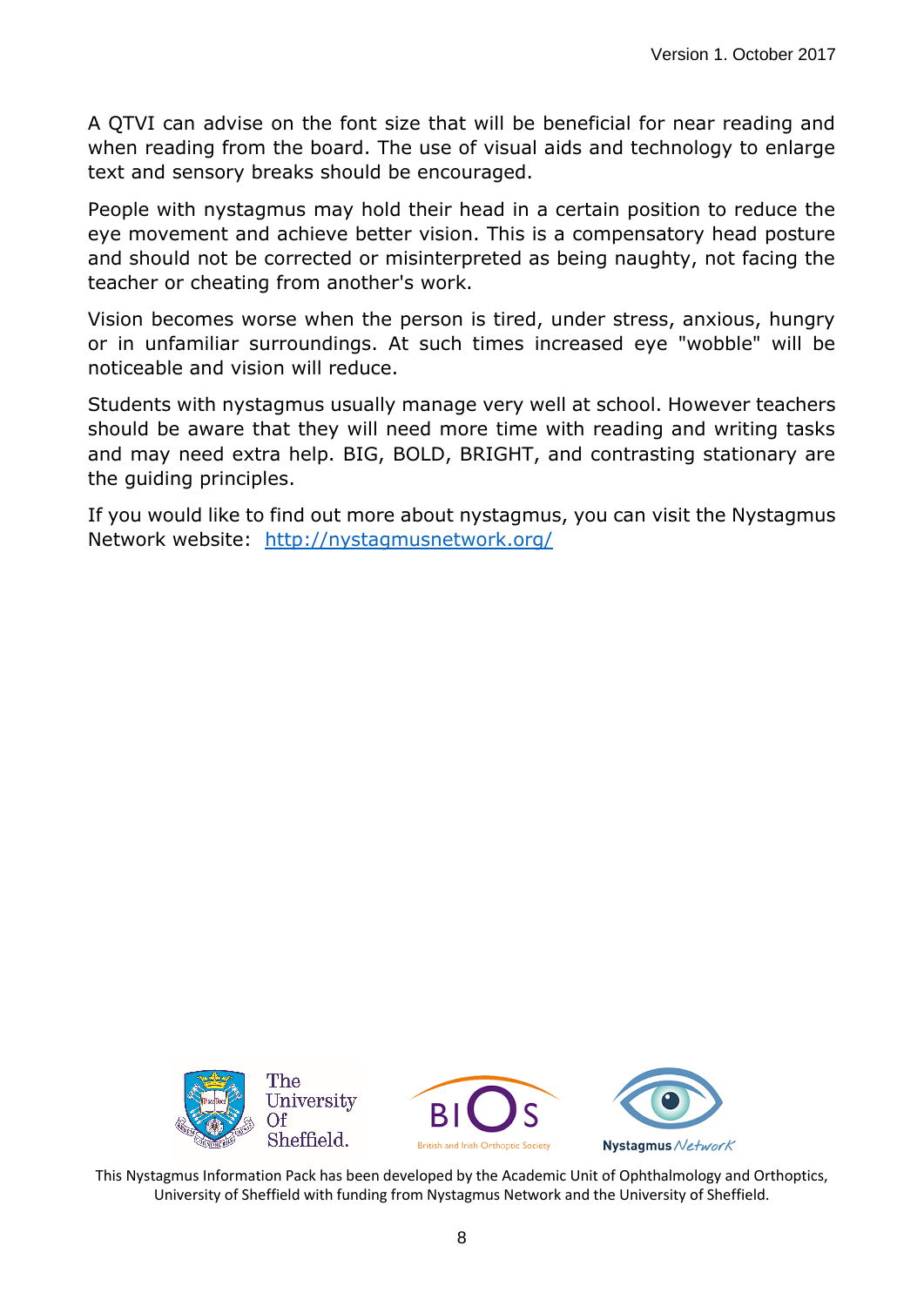A QTVI can advise on the font size that will be beneficial for near reading and when reading from the board. The use of visual aids and technology to enlarge text and sensory breaks should be encouraged.

People with nystagmus may hold their head in a certain position to reduce the eye movement and achieve better vision. This is a compensatory head posture and should not be corrected or misinterpreted as being naughty, not facing the teacher or cheating from another's work.

Vision becomes worse when the person is tired, under stress, anxious, hungry or in unfamiliar surroundings. At such times increased eye "wobble" will be noticeable and vision will reduce.

Students with nystagmus usually manage very well at school. However teachers should be aware that they will need more time with reading and writing tasks and may need extra help. BIG, BOLD, BRIGHT, and contrasting stationary are the guiding principles.

If you would like to find out more about nystagmus, you can visit the Nystagmus Network website: http://nystagmusnetwork.org/

This Nystagmus Information Pack has been developed by the Academic Unit of Ophthalmology and Orthoptics, University of Sheffield with funding from Nystagmus Network and the University of Sheffield.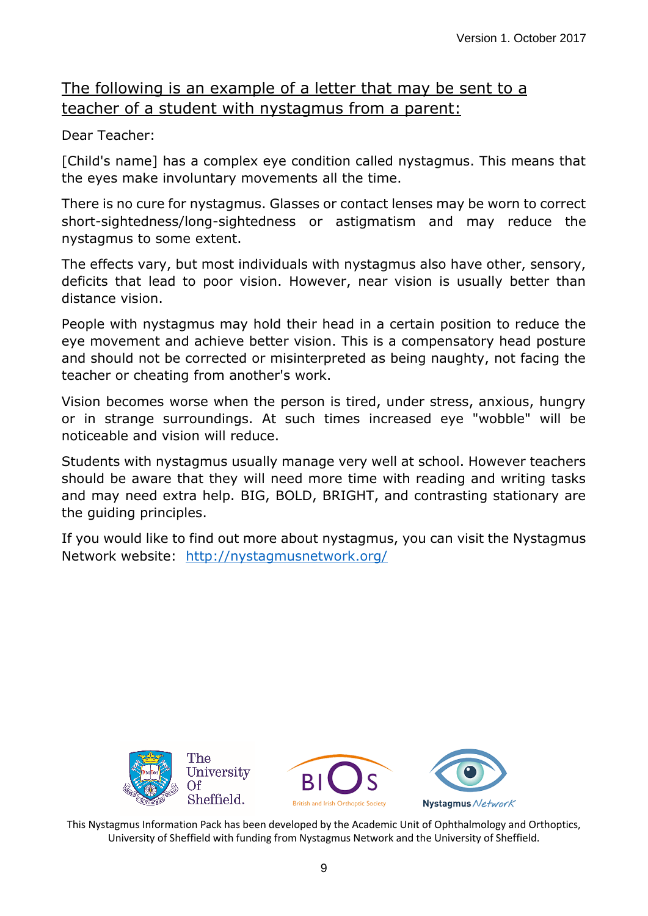Version 1. October 2017

## The following is an example of a letter that may be sent to a teacher of a student with nystagmus from a parent:

Dear Teacher:

[Child's name] has a complex eye condition called nystagmus. This means that the eyes make involuntary movements all the time.

There is no cure for nystagmus. Glasses or contact lenses may be worn to correct short-sightedness/long-sightedness or astigmatism and may reduce the nystagmus to some extent.

The effects vary, but most individuals with nystagmus also have other, sensory, deficits that lead to poor vision. However, near vision is usually better than distance vision.

People with nystagmus may hold their head in a certain position to reduce the eye movement and achieve better vision. This is a compensatory head posture and should not be corrected or misinterpreted as being naughty, not facing the teacher or cheating from another's work.

Vision becomes worse when the person is tired, under stress, anxious, hungry or in strange surroundings. At such times increased eye "wobble" will be noticeable and vision will reduce.

Students with nystagmus usually manage very well at school. However teachers should be aware that they will need more time with reading and writing tasks and may need extra help. BIG, BOLD, BRIGHT, and contrasting stationary are the guiding principles.

If you would like to find out more about nystagmus, you can visit the Nystagmus Network website: [http://nystagmusnetwork.org/](http://nystagmusnetwork.org/)

The University Of Sheffield.

BIOS British and Irish Orthoptic Society

Nystagmus Network

This Nystagmus Information Pack has been developed by the Academic Unit of Ophthalmology and Orthoptics, University of Sheffield with funding from Nystagmus Network and the University of Sheffield.